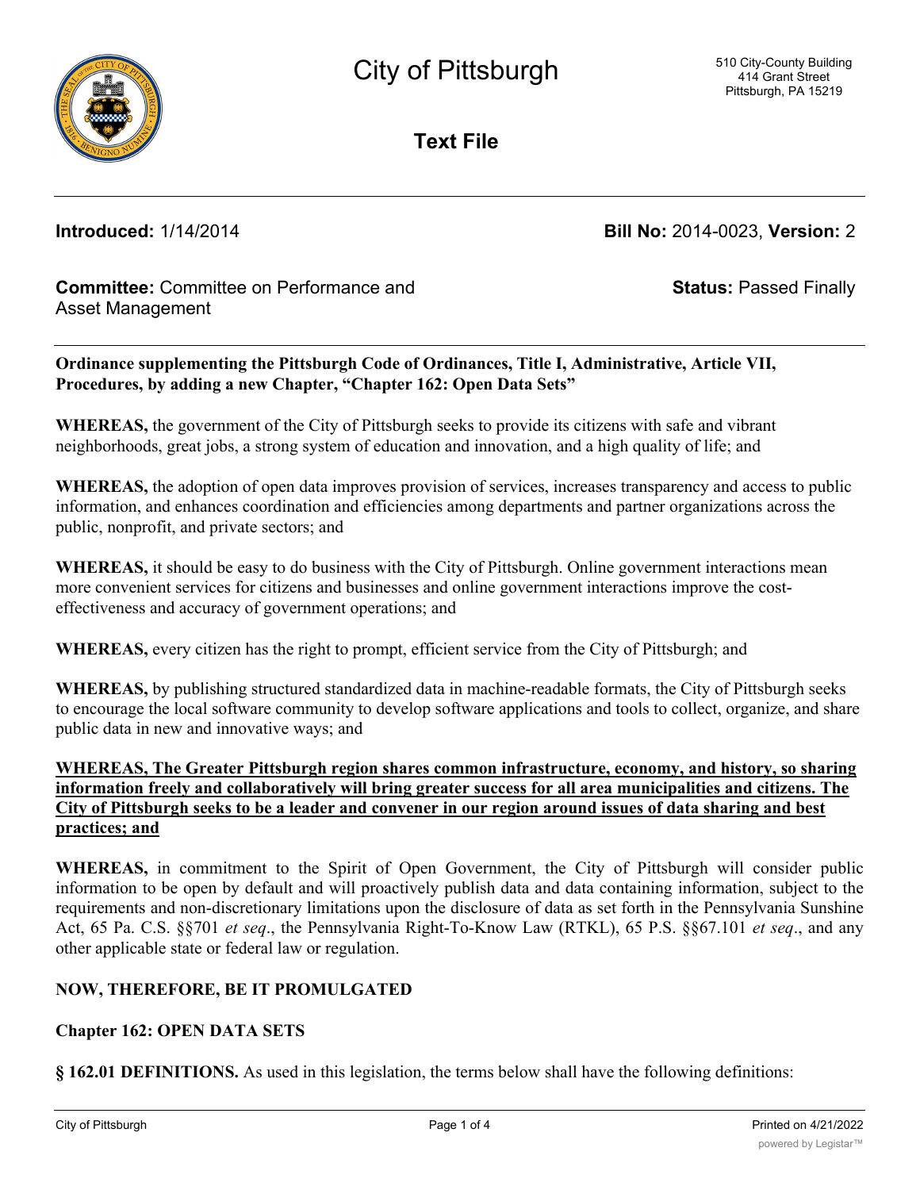# City of Pittsburgh

510 City-County Building
414 Grant Street
Pittsburgh, PA 15219

## Text File

**Introduced:** 1/14/2014 **Bill No:** 2014-0023, **Version:** 2

**Committee:** Committee on Performance and Asset Management **Status:** Passed Finally

---

**Ordinance supplementing the Pittsburgh Code of Ordinances, Title I, Administrative, Article VII, Procedures, by adding a new Chapter, "Chapter 162: Open Data Sets"**

**WHEREAS,** the government of the City of Pittsburgh seeks to provide its citizens with safe and vibrant neighborhoods, great jobs, a strong system of education and innovation, and a high quality of life; and

**WHEREAS,** the adoption of open data improves provision of services, increases transparency and access to public information, and enhances coordination and efficiencies among departments and partner organizations across the public, nonprofit, and private sectors; and

**WHEREAS,** it should be easy to do business with the City of Pittsburgh. Online government interactions mean more convenient services for citizens and businesses and online government interactions improve the cost-effectiveness and accuracy of government operations; and

**WHEREAS,** every citizen has the right to prompt, efficient service from the City of Pittsburgh; and

**WHEREAS,** by publishing structured standardized data in machine-readable formats, the City of Pittsburgh seeks to encourage the local software community to develop software applications and tools to collect, organize, and share public data in new and innovative ways; and

<u>**WHEREAS, The Greater Pittsburgh region shares common infrastructure, economy, and history, so sharing information freely and collaboratively will bring greater success for all area municipalities and citizens. The City of Pittsburgh seeks to be a leader and convener in our region around issues of data sharing and best practices; and**</u>

**WHEREAS,** in commitment to the Spirit of Open Government, the City of Pittsburgh will consider public information to be open by default and will proactively publish data and data containing information, subject to the requirements and non-discretionary limitations upon the disclosure of data as set forth in the Pennsylvania Sunshine Act, 65 Pa. C.S. §§701 *et seq*., the Pennsylvania Right-To-Know Law (RTKL), 65 P.S. §§67.101 *et seq*., and any other applicable state or federal law or regulation.

**NOW, THEREFORE, BE IT PROMULGATED**

**Chapter 162: OPEN DATA SETS**

**§ 162.01 DEFINITIONS.** As used in this legislation, the terms below shall have the following definitions: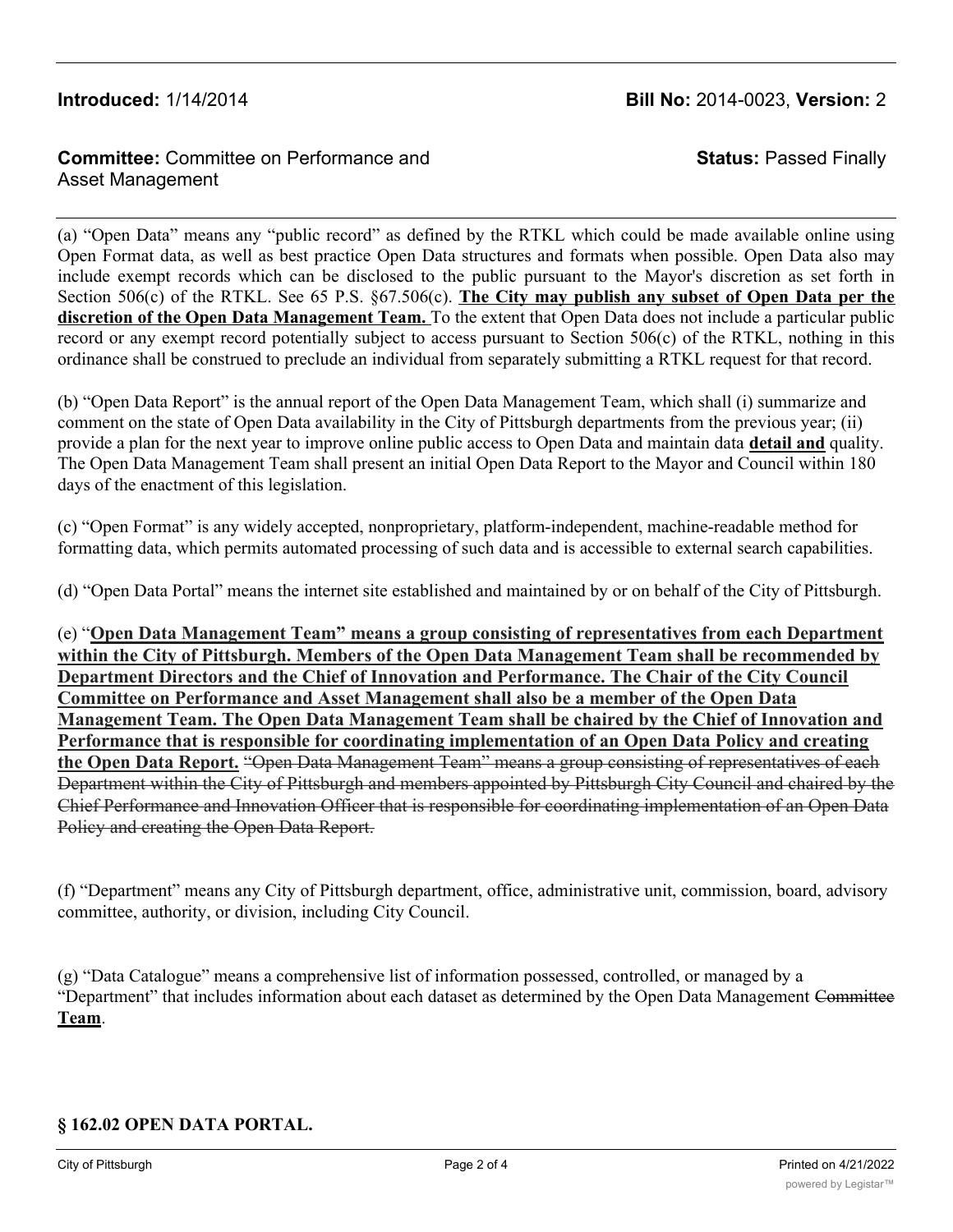(a) “Open Data” means any “public record” as defined by the RTKL which could be made available online using Open Format data, as well as best practice Open Data structures and formats when possible. Open Data also may include exempt records which can be disclosed to the public pursuant to the Mayor's discretion as set forth in Section 506(c) of the RTKL. See 65 P.S. §67.506(c). **The City may publish any subset of Open Data per the discretion of the Open Data Management Team.** To the extent that Open Data does not include a particular public record or any exempt record potentially subject to access pursuant to Section 506(c) of the RTKL, nothing in this ordinance shall be construed to preclude an individual from separately submitting a RTKL request for that record.

(b) “Open Data Report” is the annual report of the Open Data Management Team, which shall (i) summarize and comment on the state of Open Data availability in the City of Pittsburgh departments from the previous year; (ii) provide a plan for the next year to improve online public access to Open Data and maintain data **detail and** quality. The Open Data Management Team shall present an initial Open Data Report to the Mayor and Council within 180 days of the enactment of this legislation.

(c) “Open Format” is any widely accepted, nonproprietary, platform-independent, machine-readable method for formatting data, which permits automated processing of such data and is accessible to external search capabilities.

(d) “Open Data Portal” means the internet site established and maintained by or on behalf of the City of Pittsburgh.

(e) “**Open Data Management Team” means a group consisting of representatives from each Department within the City of Pittsburgh. Members of the Open Data Management Team shall be recommended by Department Directors and the Chief of Innovation and Performance. The Chair of the City Council Committee on Performance and Asset Management shall also be a member of the Open Data Management Team. The Open Data Management Team shall be chaired by the Chief of Innovation and Performance that is responsible for coordinating implementation of an Open Data Policy and creating the Open Data Report.** ~~“Open Data Management Team” means a group consisting of representatives of each Department within the City of Pittsburgh and members appointed by Pittsburgh City Council and chaired by the Chief Performance and Innovation Officer that is responsible for coordinating implementation of an Open Data Policy and creating the Open Data Report.~~

(f) “Department” means any City of Pittsburgh department, office, administrative unit, commission, board, advisory committee, authority, or division, including City Council.

(g) “Data Catalogue” means a comprehensive list of information possessed, controlled, or managed by a “Department” that includes information about each dataset as determined by the Open Data Management ~~Committee~~ **Team**.

## § 162.02 OPEN DATA PORTAL.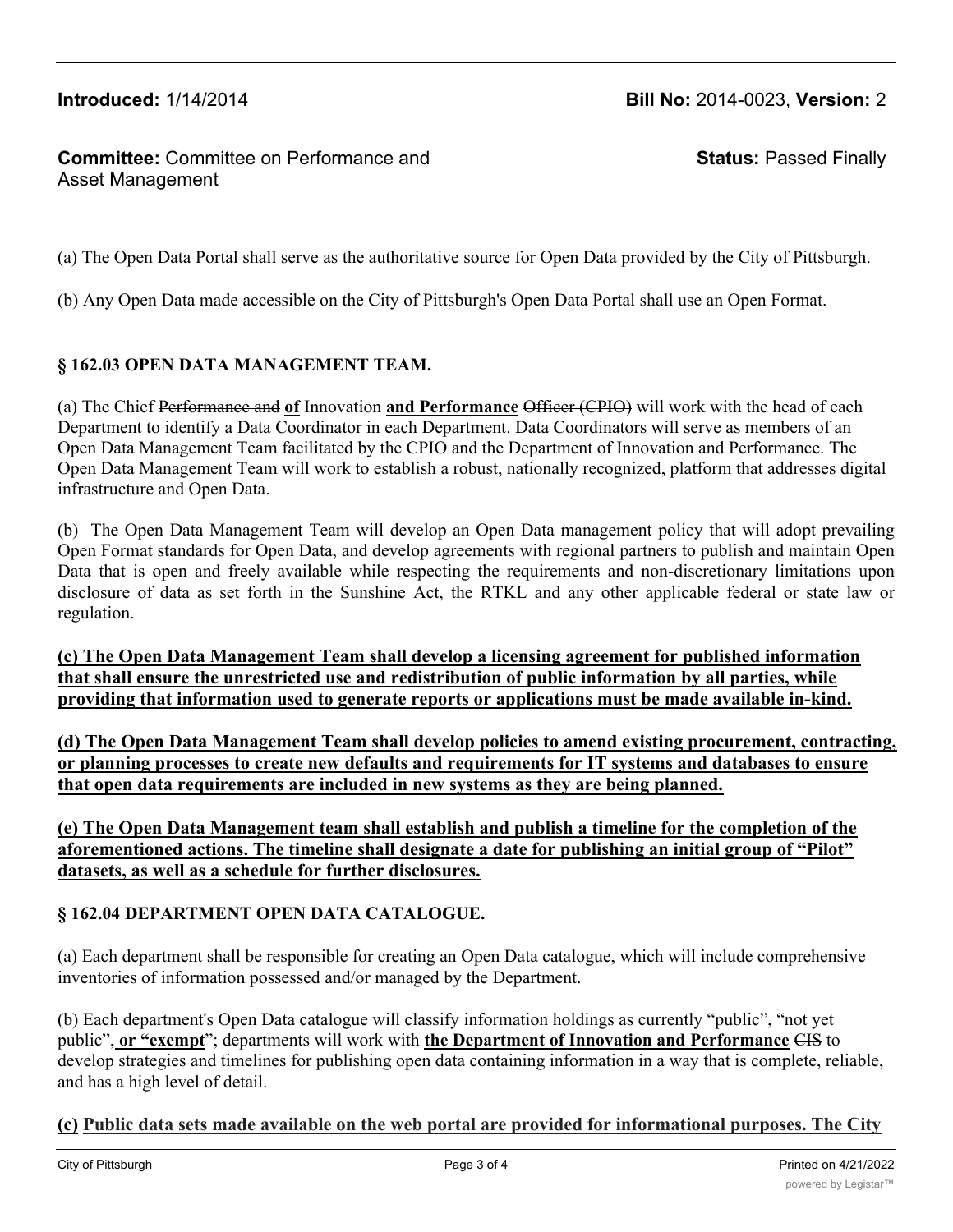(a) The Open Data Portal shall serve as the authoritative source for Open Data provided by the City of Pittsburgh.

(b) Any Open Data made accessible on the City of Pittsburgh's Open Data Portal shall use an Open Format.

### § 162.03 OPEN DATA MANAGEMENT TEAM.

(a) The Chief ~~Performance and~~ **of** Innovation **and Performance** ~~Officer (CPIO)~~ will work with the head of each Department to identify a Data Coordinator in each Department. Data Coordinators will serve as members of an Open Data Management Team facilitated by the CPIO and the Department of Innovation and Performance. The Open Data Management Team will work to establish a robust, nationally recognized, platform that addresses digital infrastructure and Open Data.

(b) The Open Data Management Team will develop an Open Data management policy that will adopt prevailing Open Format standards for Open Data, and develop agreements with regional partners to publish and maintain Open Data that is open and freely available while respecting the requirements and non-discretionary limitations upon disclosure of data as set forth in the Sunshine Act, the RTKL and any other applicable federal or state law or regulation.

**(c) The Open Data Management Team shall develop a licensing agreement for published information that shall ensure the unrestricted use and redistribution of public information by all parties, while providing that information used to generate reports or applications must be made available in-kind.**

**(d) The Open Data Management Team shall develop policies to amend existing procurement, contracting, or planning processes to create new defaults and requirements for IT systems and databases to ensure that open data requirements are included in new systems as they are being planned.**

**(e) The Open Data Management team shall establish and publish a timeline for the completion of the aforementioned actions. The timeline shall designate a date for publishing an initial group of "Pilot" datasets, as well as a schedule for further disclosures.**

### § 162.04 DEPARTMENT OPEN DATA CATALOGUE.

(a) Each department shall be responsible for creating an Open Data catalogue, which will include comprehensive inventories of information possessed and/or managed by the Department.

(b) Each department's Open Data catalogue will classify information holdings as currently "public", "not yet public", **or "exempt**"; departments will work with **the Department of Innovation and Performance** ~~CIS~~ to develop strategies and timelines for publishing open data containing information in a way that is complete, reliable, and has a high level of detail.

**(c) Public data sets made available on the web portal are provided for informational purposes. The City**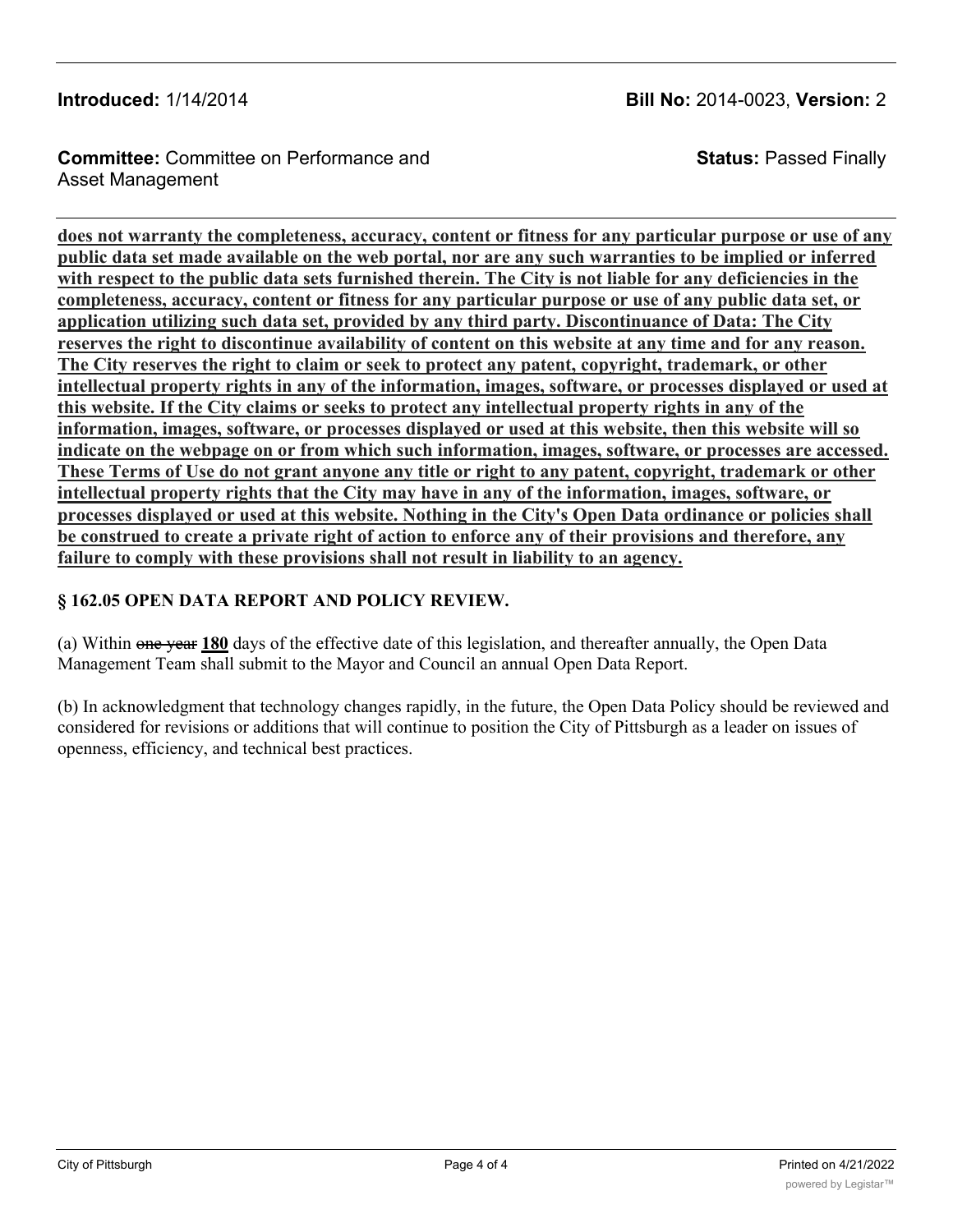**does not warranty the completeness, accuracy, content or fitness for any particular purpose or use of any public data set made available on the web portal, nor are any such warranties to be implied or inferred with respect to the public data sets furnished therein. The City is not liable for any deficiencies in the completeness, accuracy, content or fitness for any particular purpose or use of any public data set, or application utilizing such data set, provided by any third party. Discontinuance of Data: The City reserves the right to discontinue availability of content on this website at any time and for any reason. The City reserves the right to claim or seek to protect any patent, copyright, trademark, or other intellectual property rights in any of the information, images, software, or processes displayed or used at this website. If the City claims or seeks to protect any intellectual property rights in any of the information, images, software, or processes displayed or used at this website, then this website will so indicate on the webpage on or from which such information, images, software, or processes are accessed. These Terms of Use do not grant anyone any title or right to any patent, copyright, trademark or other intellectual property rights that the City may have in any of the information, images, software, or processes displayed or used at this website. Nothing in the City's Open Data ordinance or policies shall be construed to create a private right of action to enforce any of their provisions and therefore, any failure to comply with these provisions shall not result in liability to an agency.**

**§ 162.05 OPEN DATA REPORT AND POLICY REVIEW.**

(a) Within ~~one year~~ **180** days of the effective date of this legislation, and thereafter annually, the Open Data Management Team shall submit to the Mayor and Council an annual Open Data Report.

(b) In acknowledgment that technology changes rapidly, in the future, the Open Data Policy should be reviewed and considered for revisions or additions that will continue to position the City of Pittsburgh as a leader on issues of openness, efficiency, and technical best practices.